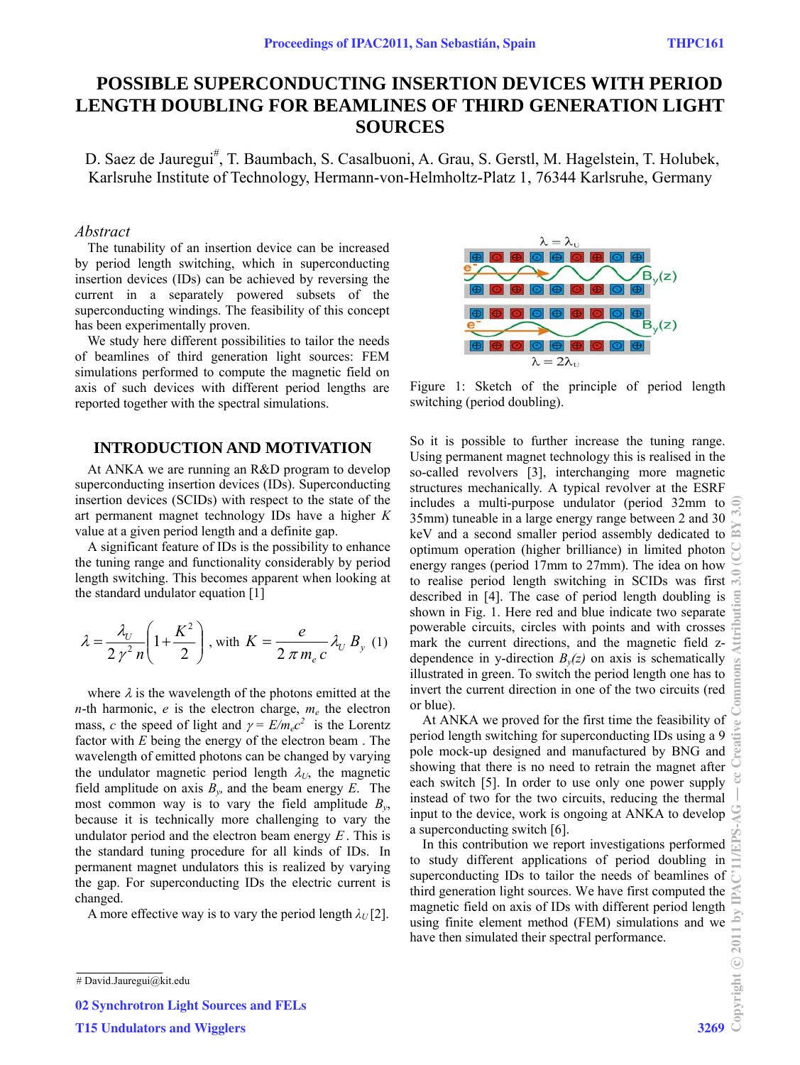# POSSIBLE SUPERCONDUCTING INSERTION DEVICES WITH PERIOD LENGTH DOUBLING FOR BEAMLINES OF THIRD GENERATION LIGHT SOURCES

D. Saez de Jauregui#, T. Baumbach, S. Casalbuoni, A. Grau, S. Gerstl, M. Hagelstein, T. Holubek, Karlsruhe Institute of Technology, Hermann-von-Helmholtz-Platz 1, 76344 Karlsruhe, Germany

## *Abstract*

The tunability of an insertion device can be increased by period length switching, which in superconducting insertion devices (IDs) can be achieved by reversing the current in a separately powered subsets of the superconducting windings. The feasibility of this concept has been experimentally proven.

We study here different possibilities to tailor the needs of beamlines of third generation light sources: FEM simulations performed to compute the magnetic field on axis of such devices with different period lengths are reported together with the spectral simulations.

## INTRODUCTION AND MOTIVATION

At ANKA we are running an R&D program to develop superconducting insertion devices (IDs). Superconducting insertion devices (SCIDs) with respect to the state of the art permanent magnet technology IDs have a higher $K$ value at a given period length and a definite gap.

A significant feature of IDs is the possibility to enhance the tuning range and functionality considerably by period length switching. This becomes apparent when looking at the standard undulator equation [1]

$$\lambda = \frac{\lambda_U}{2\gamma^2 n}\left(1+\frac{K^2}{2}\right), \text{ with } K = \frac{e}{2\pi m_e c}\lambda_U B_y \quad (1)$$

where $\lambda$ is the wavelength of the photons emitted at the $n$-th harmonic, $e$ is the electron charge, $m_e$ the electron mass, $c$ the speed of light and $\gamma = E/m_e c^2$ is the Lorentz factor with $E$ being the energy of the electron beam . The wavelength of emitted photons can be changed by varying the undulator magnetic period length $\lambda_U$, the magnetic field amplitude on axis $B_y$, and the beam energy $E$. The most common way is to vary the field amplitude $B_y$, because it is technically more challenging to vary the undulator period and the electron beam energy $E$. This is the standard tuning procedure for all kinds of IDs. In permanent magnet undulators this is realized by varying the gap. For superconducting IDs the electric current is changed.

A more effective way is to vary the period length $\lambda_U$ [2].

Figure 1: Sketch of the principle of period length switching (period doubling).

So it is possible to further increase the tuning range. Using permanent magnet technology this is realised in the so-called revolvers [3], interchanging more magnetic structures mechanically. A typical revolver at the ESRF includes a multi-purpose undulator (period 32mm to 35mm) tuneable in a large energy range between 2 and 30 keV and a second smaller period assembly dedicated to optimum operation (higher brilliance) in limited photon energy ranges (period 17mm to 27mm). The idea on how to realise period length switching in SCIDs was first described in [4]. The case of period length doubling is shown in Fig. 1. Here red and blue indicate two separate powerable circuits, circles with points and with crosses mark the current directions, and the magnetic field z-dependence in y-direction $B_y(z)$ on axis is schematically illustrated in green. To switch the period length one has to invert the current direction in one of the two circuits (red or blue).

At ANKA we proved for the first time the feasibility of period length switching for superconducting IDs using a 9 pole mock-up designed and manufactured by BNG and showing that there is no need to retrain the magnet after each switch [5]. In order to use only one power supply instead of two for the two circuits, reducing the thermal input to the device, work is ongoing at ANKA to develop a superconducting switch [6].

In this contribution we report investigations performed to study different applications of period doubling in superconducting IDs to tailor the needs of beamlines in third generation light sources. We have first computed the magnetic field on axis of IDs with different period length using finite element method (FEM) simulations and we have then simulated their spectral performance.

# David.Jauregui@kit.edu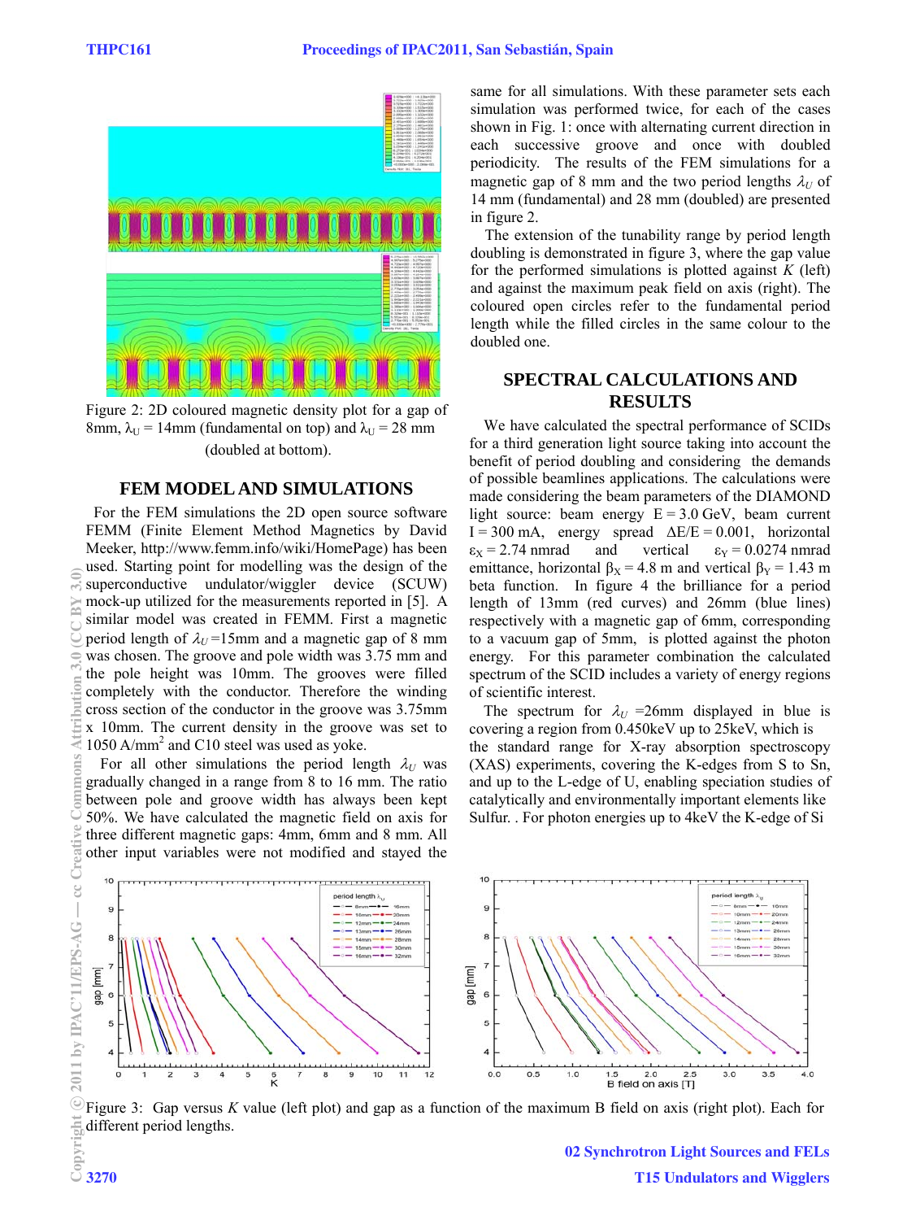Figure 2: 2D coloured magnetic density plot for a gap of 8mm, $\lambda_U$ = 14mm (fundamental on top) and $\lambda_U$ = 28 mm (doubled at bottom).

## FEM MODEL AND SIMULATIONS

For the FEM simulations the 2D open source software FEMM (Finite Element Method Magnetics by David Meeker, http://www.femm.info/wiki/HomePage) has been used. Starting point for modelling was the design of the superconductive undulator/wiggler device (SCUW) mock-up utilized for the measurements reported in [5]. A similar model was created in FEMM. First a magnetic period length of $\lambda_U$ =15mm and a magnetic gap of 8 mm was chosen. The groove and pole width was 3.75 mm and the pole height was 10mm. The grooves were filled completely with the conductor. Therefore the winding cross section of the conductor in the groove was 3.75mm x 10mm. The current density in the groove was set to 1050 A/mm$^2$ and C10 steel was used as yoke.

For all other simulations the period length $\lambda_U$ was gradually changed in a range from 8 to 16 mm. The ratio between pole and groove width has always been kept 50%. We have calculated the magnetic field on axis for three different magnetic gaps: 4mm, 6mm and 8 mm. All other input variables were not modified and stayed the same for all simulations. With these parameter sets each simulation was performed twice, for each of the cases shown in Fig. 1: once with alternating current direction in each successive groove and once with doubled periodicity. The results of the FEM simulations for a magnetic gap of 8 mm and the two period lengths $\lambda_U$ of 14 mm (fundamental) and 28 mm (doubled) are presented in figure 2.

The extension of the tunability range by period length doubling is demonstrated in figure 3, where the gap value for the performed simulations is plotted against $K$ (left) and against the maximum peak field on axis (right). The coloured open circles refer to the fundamental period length while the filled circles in the same colour to the doubled one.

## SPECTRAL CALCULATIONS AND RESULTS

We have calculated the spectral performance of SCIDs for a third generation light source taking into account the benefit of period doubling and considering the demands of possible beamlines applications. The calculations were made considering the beam parameters of the DIAMOND light source: beam energy E = 3.0 GeV, beam current I = 300 mA, energy spread $\Delta E/E$ = 0.001, horizontal $\varepsilon_X$ = 2.74 nmrad and vertical $\varepsilon_Y$ = 0.0274 nmrad emittance, horizontal $\beta_X$ = 4.8 m and vertical $\beta_Y$ = 1.43 m beta function. In figure 4 the brilliance for a period length of 13mm (red curves) and 26mm (blue lines) respectively with a magnetic gap of 6mm, corresponding to a vacuum gap of 5mm, is plotted against the photon energy. For this parameter combination the calculated spectrum of the SCID includes a variety of energy regions of scientific interest.

The spectrum for $\lambda_U$ =26mm displayed in blue is covering a region from 0.450keV up to 25keV, which is the standard range for X-ray absorption spectroscopy (XAS) experiments, covering the K-edges from S to Sn, and up to the L-edge of U, enabling speciation studies of catalytically and environmentally important elements like Sulfur. . For photon energies up to 4keV the K-edge of Si

Figure 3: Gap versus $K$ value (left plot) and gap as a function of the maximum B field on axis (right plot). Each for different period lengths.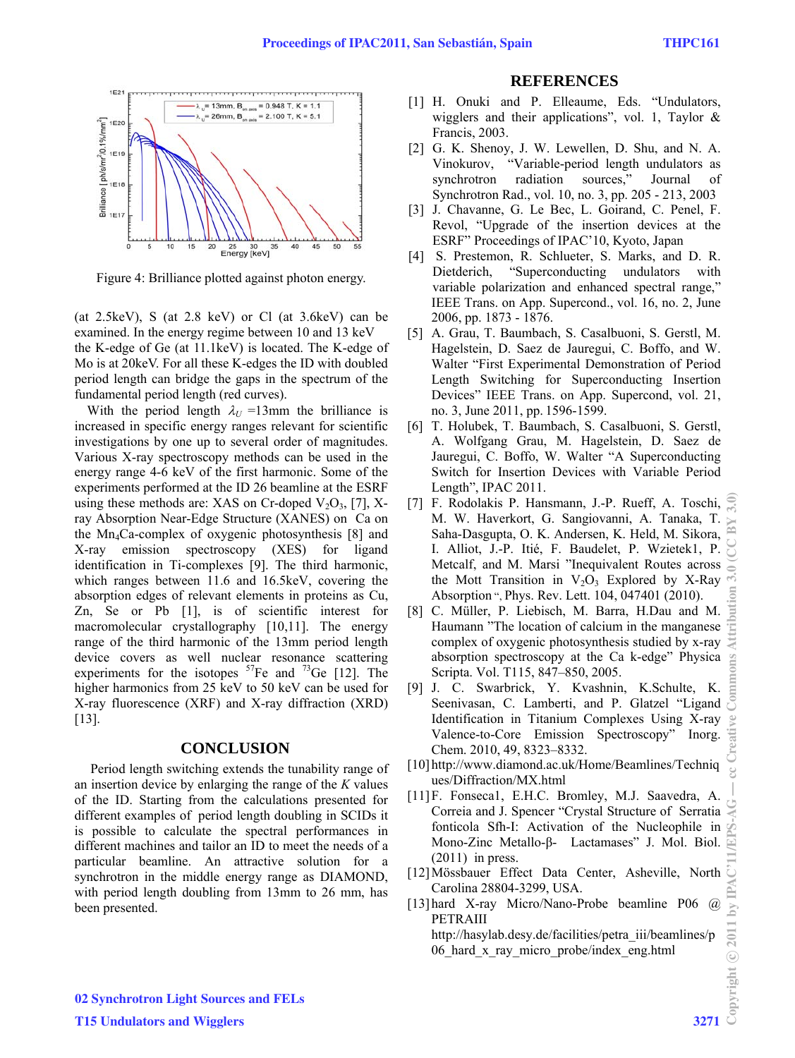1E21

$\lambda_u$ = 13mm, $B_{on\ axis}$ = 0.948 T, K = 1.1

$\lambda_u$ = 26mm, $B_{on\ axis}$ = 2.100 T, K = 5.1

1E20

1E19

1E18

1E17

Brilliance [ph/s/mr²/0.1%/mm²]

0 5 10 15 20 25 30 35 40 45 50 55

Energy [keV]

Figure 4: Brilliance plotted against photon energy.

(at 2.5keV), S (at 2.8 keV) or Cl (at 3.6keV) can be examined. In the energy regime between 10 and 13 keV the K-edge of Ge (at 11.1keV) is located. The K-edge of Mo is at 20keV. For all these K-edges the ID with doubled period length can bridge the gaps in the spectrum of the fundamental period length (red curves).

With the period length $\lambda_U$ =13mm the brilliance is increased in specific energy ranges relevant for scientific investigations by one up to several order of magnitudes. Various X-ray spectroscopy methods can be used in the energy range 4-6 keV of the first harmonic. Some of the experiments performed at the ID 26 beamline at the ESRF using these methods are: XAS on Cr-doped $V_2O_3$, [7], X-ray Absorption Near-Edge Structure (XANES) on Ca on the $Mn_4Ca$-complex of oxygenic photosynthesis [8] and X-ray emission spectroscopy (XES) for ligand identification in Ti-complexes [9]. The third harmonic, which ranges between 11.6 and 16.5keV, covering the absorption edges of relevant elements in proteins as Cu, Zn, Se or Pb [1], is of scientific interest for macromolecular crystallography [10,11]. The energy range of the third harmonic of the 13mm period length device covers as well nuclear resonance scattering experiments for the isotopes $^{57}$Fe and $^{73}$Ge [12]. The higher harmonics from 25 keV to 50 keV can be used for X-ray fluorescence (XRF) and X-ray diffraction (XRD) [13].

## CONCLUSION

Period length switching extends the tunability range of an insertion device by enlarging the range of the *K* values of the ID. Starting from the calculations presented for different examples of period length doubling in SCIDs it is possible to calculate the spectral performances in different machines and tailor an ID to meet the needs of a particular beamline. An attractive solution for a synchrotron in the middle energy range as DIAMOND, with period length doubling from 13mm to 26 mm, has been presented.

## REFERENCES

[1] H. Onuki and P. Elleaume, Eds. "Undulators, wigglers and their applications", vol. 1, Taylor & Francis, 2003.

[2] G. K. Shenoy, J. W. Lewellen, D. Shu, and N. A. Vinokurov, "Variable-period length undulators as synchrotron radiation sources," Journal of Synchrotron Rad., vol. 10, no. 3, pp. 205 - 213, 2003

[3] J. Chavanne, G. Le Bec, L. Goirand, C. Penel, F. Revol, "Upgrade of the insertion devices at the ESRF" Proceedings of IPAC'10, Kyoto, Japan

[4] S. Prestemon, R. Schlueter, S. Marks, and D. R. Dietderich, "Superconducting undulators with variable polarization and enhanced spectral range," IEEE Trans. on App. Supercond., vol. 16, no. 2, June 2006, pp. 1873 - 1876.

[5] A. Grau, T. Baumbach, S. Casalbuoni, S. Gerstl, M. Hagelstein, D. Saez de Jauregui, C. Boffo, and W. Walter "First Experimental Demonstration of Period Length Switching for Superconducting Insertion Devices" IEEE Trans. on App. Supercond, vol. 21, no. 3, June 2011, pp. 1596-1599.

[6] T. Holubek, T. Baumbach, S. Casalbuoni, S. Gerstl, A. Wolfgang Grau, M. Hagelstein, D. Saez de Jauregui, C. Boffo, W. Walter "A Superconducting Switch for Insertion Devices with Variable Period Length", IPAC 2011.

[7] F. Rodolakis P. Hansmann, J.-P. Rueff, A. Toschi, M. W. Haverkort, G. Sangiovanni, A. Tanaka, T. Saha-Dasgupta, O. K. Andersen, K. Held, M. Sikora, I. Alliot, J.-P. Itié, F. Baudelet, P. Wzietek1, P. Metcalf, and M. Marsi "Inequivalent Routes across the Mott Transition in $V_2O_3$ Explored by X-Ray Absorption", Phys. Rev. Lett. 104, 047401 (2010).

[8] C. Müller, P. Liebisch, M. Barra, H.Dau and M. Haumann "The location of calcium in the manganese complex of oxygenic photosynthesis studied by x-ray absorption spectroscopy at the Ca k-edge" Physica Scripta. Vol. T115, 847–850, 2005.

[9] J. C. Swarbrick, Y. Kvashnin, K.Schulte, K. Seenivasan, C. Lamberti, and P. Glatzel "Ligand Identification in Titanium Complexes Using X-ray Valence-to-Core Emission Spectroscopy" Inorg. Chem. 2010, 49, 8323–8332.

[10] http://www.diamond.ac.uk/Home/Beamlines/Techniques/Diffraction/MX.html

[11] F. Fonseca1, E.H.C. Bromley, M.J. Saavedra, A. Correia and J. Spencer "Crystal Structure of Serratia fonticola Sfh-I: Activation of the Nucleophile in Mono-Zinc Metallo-β- Lactamases" J. Mol. Biol. (2011) in press.

[12] Mössbauer Effect Data Center, Asheville, North Carolina 28804-3299, USA.

[13] hard X-ray Micro/Nano-Probe beamline P06 @ PETRAIII http://hasylab.desy.de/facilities/petra_iii/beamlines/p06_hard_x_ray_micro_probe/index_eng.html